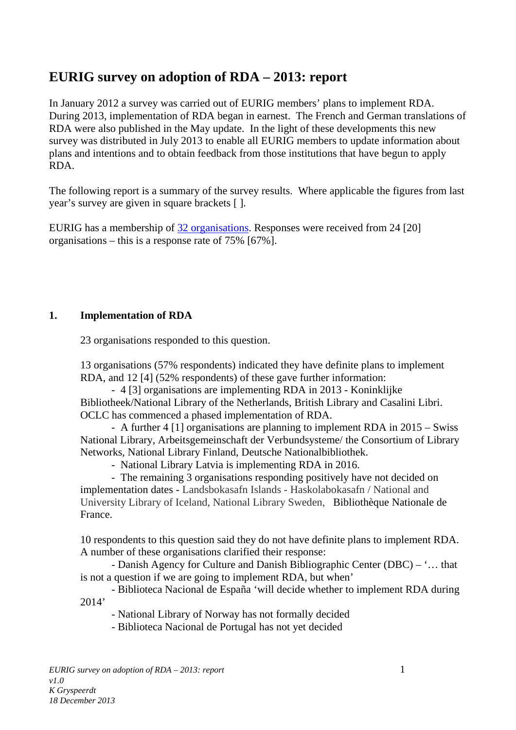# EURIG survey on adoption of RDA – 2013: report

In January 2012 a survey was carried out of EURIG members' plans to implement RDA. During 2013, implementation of RDA began in earnest. The French and German translations of RDA were also published in the May update. In the light of these developments this new survey was distributed in July 2013 to enable all EURIG members to update information about plans and intentions and to obtain feedback from those institutions that have begun to apply RDA.

The following report is a summary of the survey results. Where applicable the figures from last year's survey are given in square brackets [ ].

EURIG has a membership of 32 organisations. Responses were received from 24 [20] organisations – this is a response rate of 75% [67%].

## 1. Implementation of RDA

23 organisations responded to this question.

13 organisations (57% respondents) indicated they have definite plans to implement RDA, and 12 [4] (52% respondents) of these gave further information:

- 4 [3] organisations are implementing RDA in 2013 - Koninklijke Bibliotheek/National Library of the Netherlands, British Library and Casalini Libri. OCLC has commenced a phased implementation of RDA.
- A further 4 [1] organisations are planning to implement RDA in 2015 – Swiss National Library, Arbeitsgemeinschaft der Verbundsysteme/ the Consortium of Library Networks, National Library Finland, Deutsche Nationalbibliothek.
- National Library Latvia is implementing RDA in 2016.
- The remaining 3 organisations responding positively have not decided on implementation dates - Landsbokasafn Islands - Haskolabokasafn / National and University Library of Iceland, National Library Sweden, Bibliothèque Nationale de France.

10 respondents to this question said they do not have definite plans to implement RDA. A number of these organisations clarified their response:

- Danish Agency for Culture and Danish Bibliographic Center (DBC) – '… that is not a question if we are going to implement RDA, but when'
- Biblioteca Nacional de España 'will decide whether to implement RDA during 2014'
- National Library of Norway has not formally decided
- Biblioteca Nacional de Portugal has not yet decided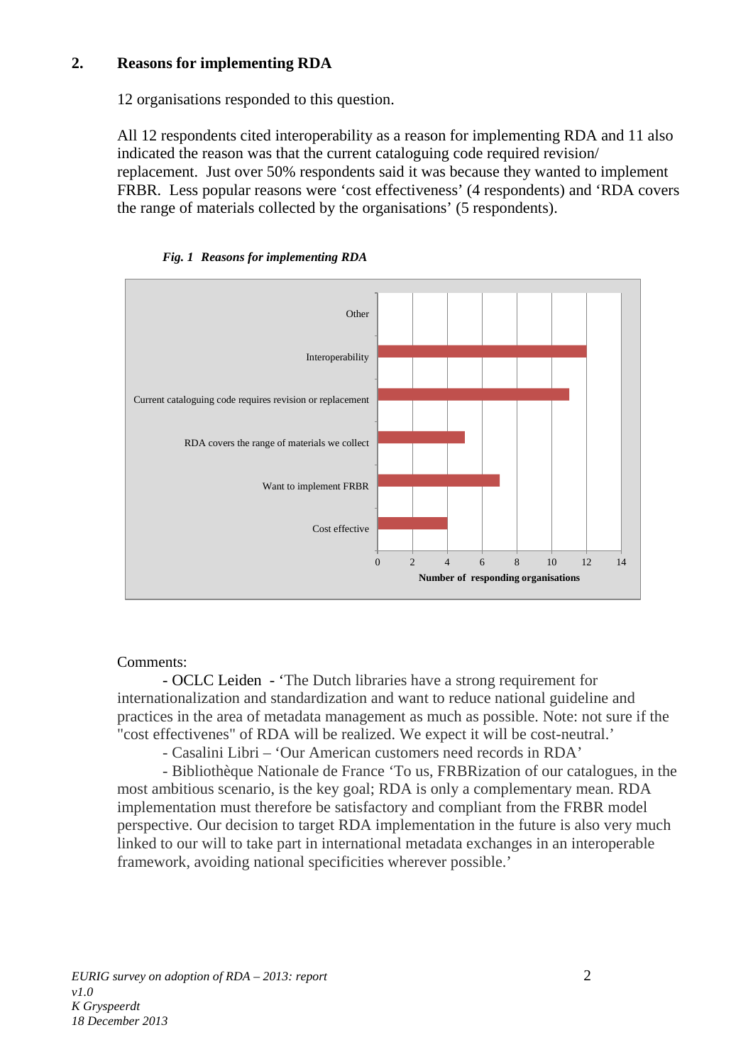## 2. Reasons for implementing RDA

12 organisations responded to this question.

All 12 respondents cited interoperability as a reason for implementing RDA and 11 also indicated the reason was that the current cataloguing code required revision/ replacement. Just over 50% respondents said it was because they wanted to implement FRBR. Less popular reasons were 'cost effectiveness' (4 respondents) and 'RDA covers the range of materials collected by the organisations' (5 respondents).

***Fig. 1 Reasons for implementing RDA***

| Reason | Number of responding organisations |
|---|---|
| Other | 0 |
| Interoperability | 12 |
| Current cataloguing code requires revision or replacement | 11 |
| RDA covers the range of materials we collect | 5 |
| Want to implement FRBR | 7 |
| Cost effective | 4 |

Comments:

- OCLC Leiden - 'The Dutch libraries have a strong requirement for internationalization and standardization and want to reduce national guideline and practices in the area of metadata management as much as possible. Note: not sure if the "cost effectivenes" of RDA will be realized. We expect it will be cost-neutral.'
- Casalini Libri – 'Our American customers need records in RDA'
- Bibliothèque Nationale de France 'To us, FRBRization of our catalogues, in the most ambitious scenario, is the key goal; RDA is only a complementary mean. RDA implementation must therefore be satisfactory and compliant from the FRBR model perspective. Our decision to target RDA implementation in the future is also very much linked to our will to take part in international metadata exchanges in an interoperable framework, avoiding national specificities wherever possible.'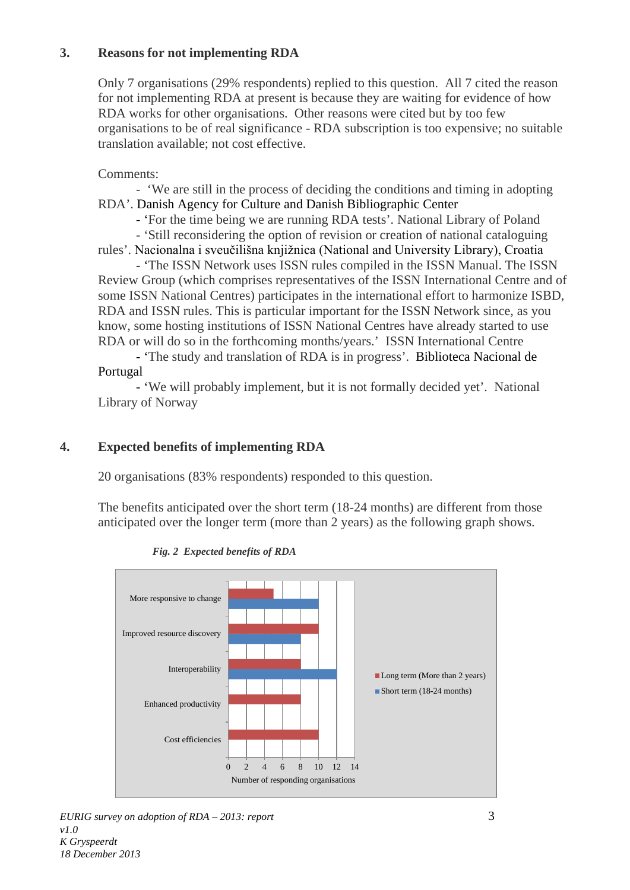## 3. Reasons for not implementing RDA

Only 7 organisations (29% respondents) replied to this question. All 7 cited the reason for not implementing RDA at present is because they are waiting for evidence of how RDA works for other organisations. Other reasons were cited but by too few organisations to be of real significance - RDA subscription is too expensive; no suitable translation available; not cost effective.

Comments:

- 'We are still in the process of deciding the conditions and timing in adopting RDA'. Danish Agency for Culture and Danish Bibliographic Center
- 'For the time being we are running RDA tests'. National Library of Poland
- 'Still reconsidering the option of revision or creation of national cataloguing rules'. Nacionalna i sveučilišna knjižnica (National and University Library), Croatia
- 'The ISSN Network uses ISSN rules compiled in the ISSN Manual. The ISSN Review Group (which comprises representatives of the ISSN International Centre and of some ISSN National Centres) participates in the international effort to harmonize ISBD, RDA and ISSN rules. This is particular important for the ISSN Network since, as you know, some hosting institutions of ISSN National Centres have already started to use RDA or will do so in the forthcoming months/years.' ISSN International Centre
- 'The study and translation of RDA is in progress'. Biblioteca Nacional de Portugal
- 'We will probably implement, but it is not formally decided yet'. National Library of Norway

## 4. Expected benefits of implementing RDA

20 organisations (83% respondents) responded to this question.

The benefits anticipated over the short term (18-24 months) are different from those anticipated over the longer term (more than 2 years) as the following graph shows.

*Fig. 2 Expected benefits of RDA*

| Benefit | Long term (More than 2 years) | Short term (18-24 months) |
|---|---|---|
| More responsive to change | 5 | 10 |
| Improved resource discovery | 10 | 8 |
| Interoperability | 8 | 12 |
| Enhanced productivity | 8 | |
| Cost efficiencies | 10 | |

Number of responding organisations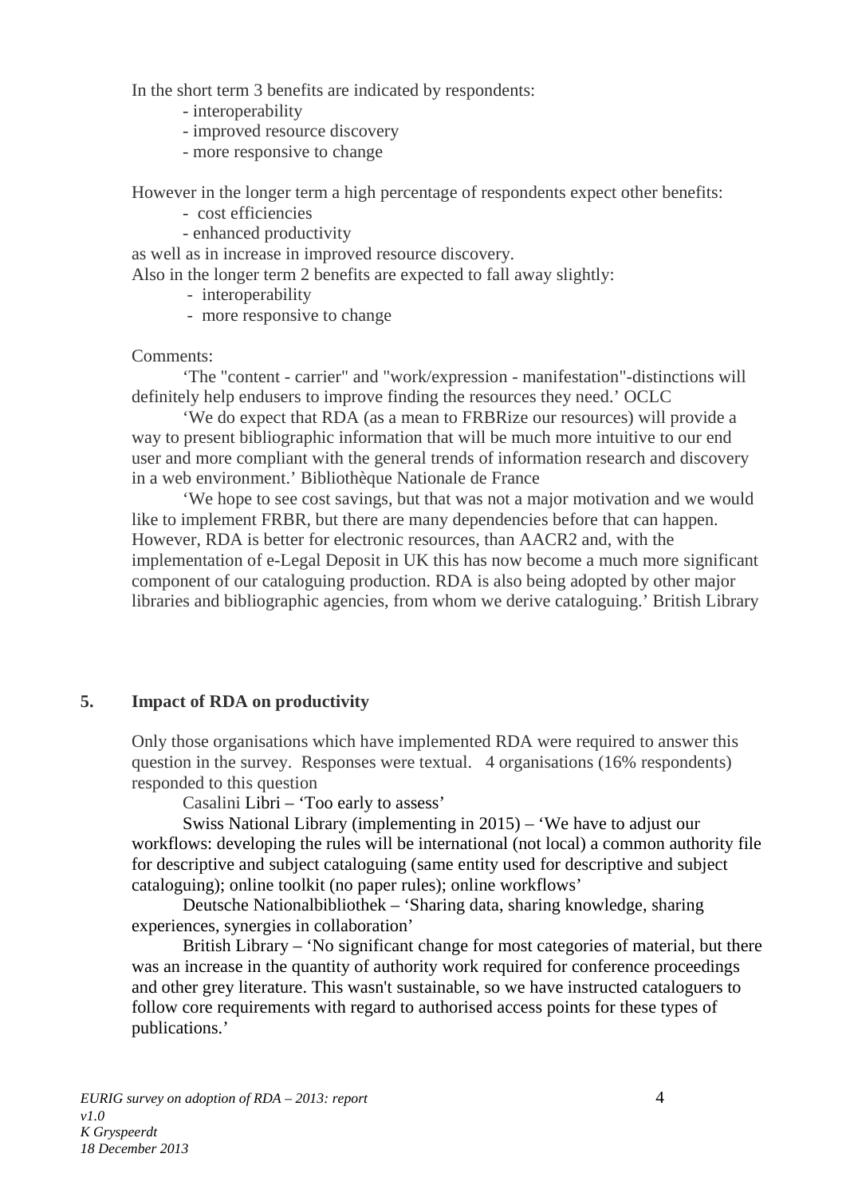In the short term 3 benefits are indicated by respondents:

- interoperability
- improved resource discovery
- more responsive to change

However in the longer term a high percentage of respondents expect other benefits:

- cost efficiencies
- enhanced productivity

as well as in increase in improved resource discovery.

Also in the longer term 2 benefits are expected to fall away slightly:

- interoperability
- more responsive to change

Comments:

'The "content - carrier" and "work/expression - manifestation"-distinctions will definitely help endusers to improve finding the resources they need.' OCLC

'We do expect that RDA (as a mean to FRBRize our resources) will provide a way to present bibliographic information that will be much more intuitive to our end user and more compliant with the general trends of information research and discovery in a web environment.' Bibliothèque Nationale de France

'We hope to see cost savings, but that was not a major motivation and we would like to implement FRBR, but there are many dependencies before that can happen. However, RDA is better for electronic resources, than AACR2 and, with the implementation of e-Legal Deposit in UK this has now become a much more significant component of our cataloguing production. RDA is also being adopted by other major libraries and bibliographic agencies, from whom we derive cataloguing.' British Library

## 5. Impact of RDA on productivity

Only those organisations which have implemented RDA were required to answer this question in the survey. Responses were textual. 4 organisations (16% respondents) responded to this question

Casalini Libri – 'Too early to assess'

Swiss National Library (implementing in 2015) – 'We have to adjust our workflows: developing the rules will be international (not local) a common authority file for descriptive and subject cataloguing (same entity used for descriptive and subject cataloguing); online toolkit (no paper rules); online workflows'

Deutsche Nationalbibliothek – 'Sharing data, sharing knowledge, sharing experiences, synergies in collaboration'

British Library – 'No significant change for most categories of material, but there was an increase in the quantity of authority work required for conference proceedings and other grey literature. This wasn't sustainable, so we have instructed cataloguers to follow core requirements with regard to authorised access points for these types of publications.'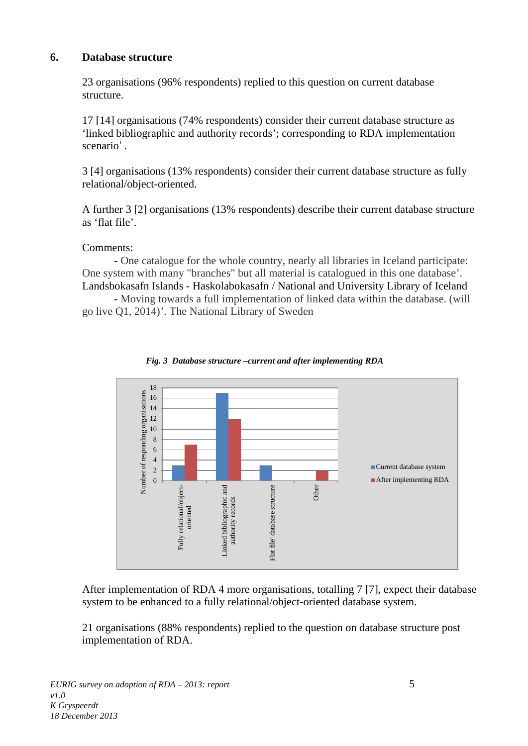## 6. Database structure

23 organisations (96% respondents) replied to this question on current database structure.

17 [14] organisations (74% respondents) consider their current database structure as 'linked bibliographic and authority records'; corresponding to RDA implementation scenario[i] .

3 [4] organisations (13% respondents) consider their current database structure as fully relational/object-oriented.

A further 3 [2] organisations (13% respondents) describe their current database structure as 'flat file'.

Comments:

- One catalogue for the whole country, nearly all libraries in Iceland participate: One system with many "branches" but all material is catalogued in this one database'. Landsbokasafn Islands - Haskolabokasafn / National and University Library of Iceland
- Moving towards a full implementation of linked data within the database. (will go live Q1, 2014)'. The National Library of Sweden

***Fig. 3 Database structure –current and after implementing RDA***

After implementation of RDA 4 more organisations, totalling 7 [7], expect their database system to be enhanced to a fully relational/object-oriented database system.

21 organisations (88% respondents) replied to the question on database structure post implementation of RDA.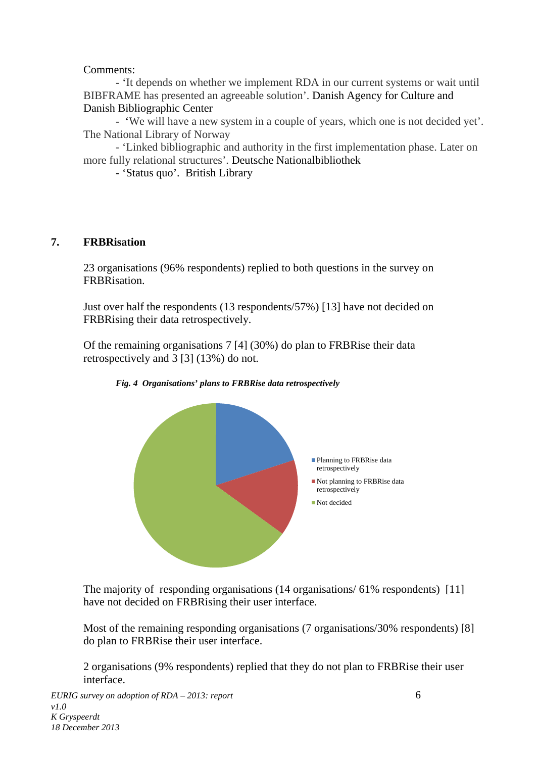Comments:

- 'It depends on whether we implement RDA in our current systems or wait until BIBFRAME has presented an agreeable solution'. Danish Agency for Culture and Danish Bibliographic Center
- 'We will have a new system in a couple of years, which one is not decided yet'. The National Library of Norway
- 'Linked bibliographic and authority in the first implementation phase. Later on more fully relational structures'. Deutsche Nationalbibliothek
- 'Status quo'. British Library

## 7. FRBRisation

23 organisations (96% respondents) replied to both questions in the survey on FRBRisation.

Just over half the respondents (13 respondents/57%) [13] have not decided on FRBRising their data retrospectively.

Of the remaining organisations 7 [4] (30%) do plan to FRBRise their data retrospectively and 3 [3] (13%) do not.

***Fig. 4 Organisations' plans to FRBRise data retrospectively***

- Planning to FRBRise data retrospectively
- Not planning to FRBRise data retrospectively
- Not decided

The majority of responding organisations (14 organisations/ 61% respondents) [11] have not decided on FRBRising their user interface.

Most of the remaining responding organisations (7 organisations/30% respondents) [8] do plan to FRBRise their user interface.

2 organisations (9% respondents) replied that they do not plan to FRBRise their user interface.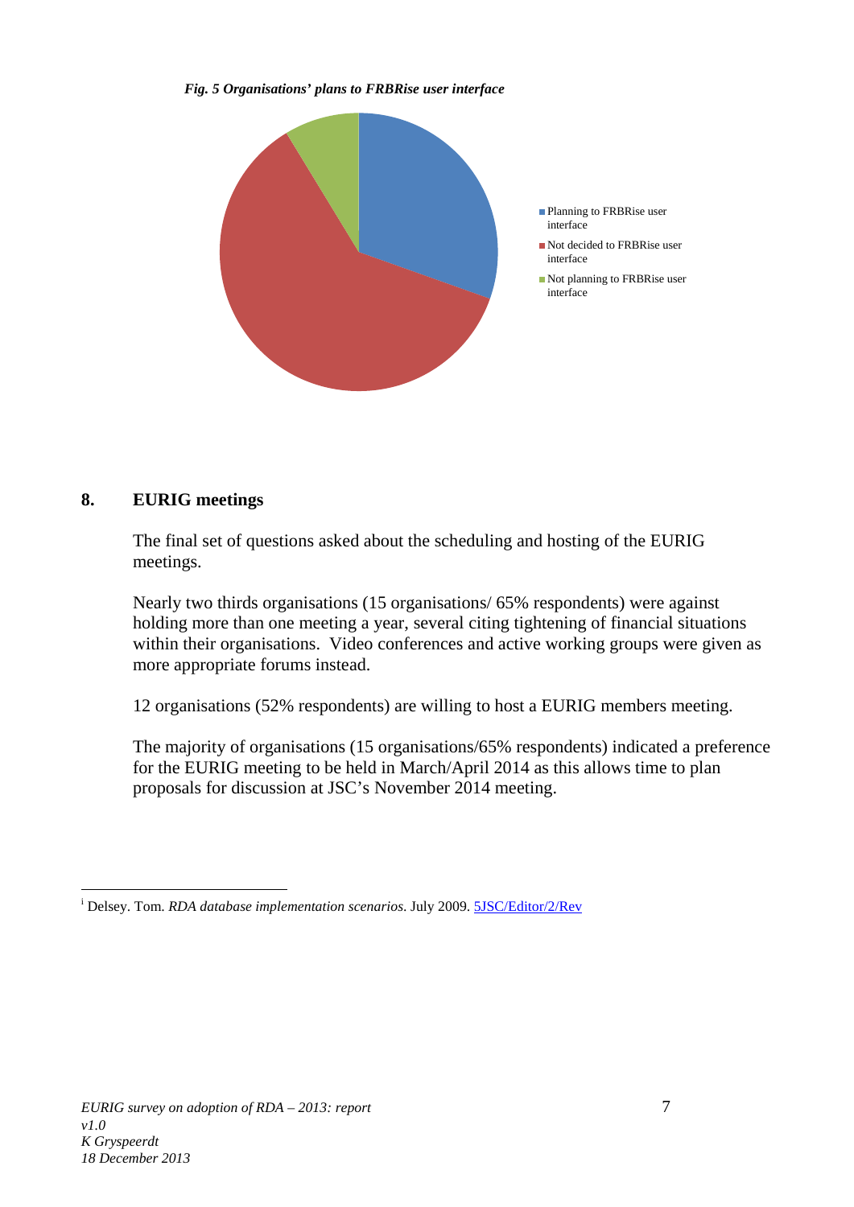*Fig. 5 Organisations' plans to FRBRise user interface*

Planning to FRBRise user interface

Not decided to FRBRise user interface

Not planning to FRBRise user interface

## 8. EURIG meetings

The final set of questions asked about the scheduling and hosting of the EURIG meetings.

Nearly two thirds organisations (15 organisations/ 65% respondents) were against holding more than one meeting a year, several citing tightening of financial situations within their organisations. Video conferences and active working groups were given as more appropriate forums instead.

12 organisations (52% respondents) are willing to host a EURIG members meeting.

The majority of organisations (15 organisations/65% respondents) indicated a preference for the EURIG meeting to be held in March/April 2014 as this allows time to plan proposals for discussion at JSC's November 2014 meeting.

---

[i] Delsey. Tom. *RDA database implementation scenarios*. July 2009. 5JSC/Editor/2/Rev

*EURIG survey on adoption of RDA – 2013: report*
*v1.0*
*K Gryspeerdt*
*18 December 2013*